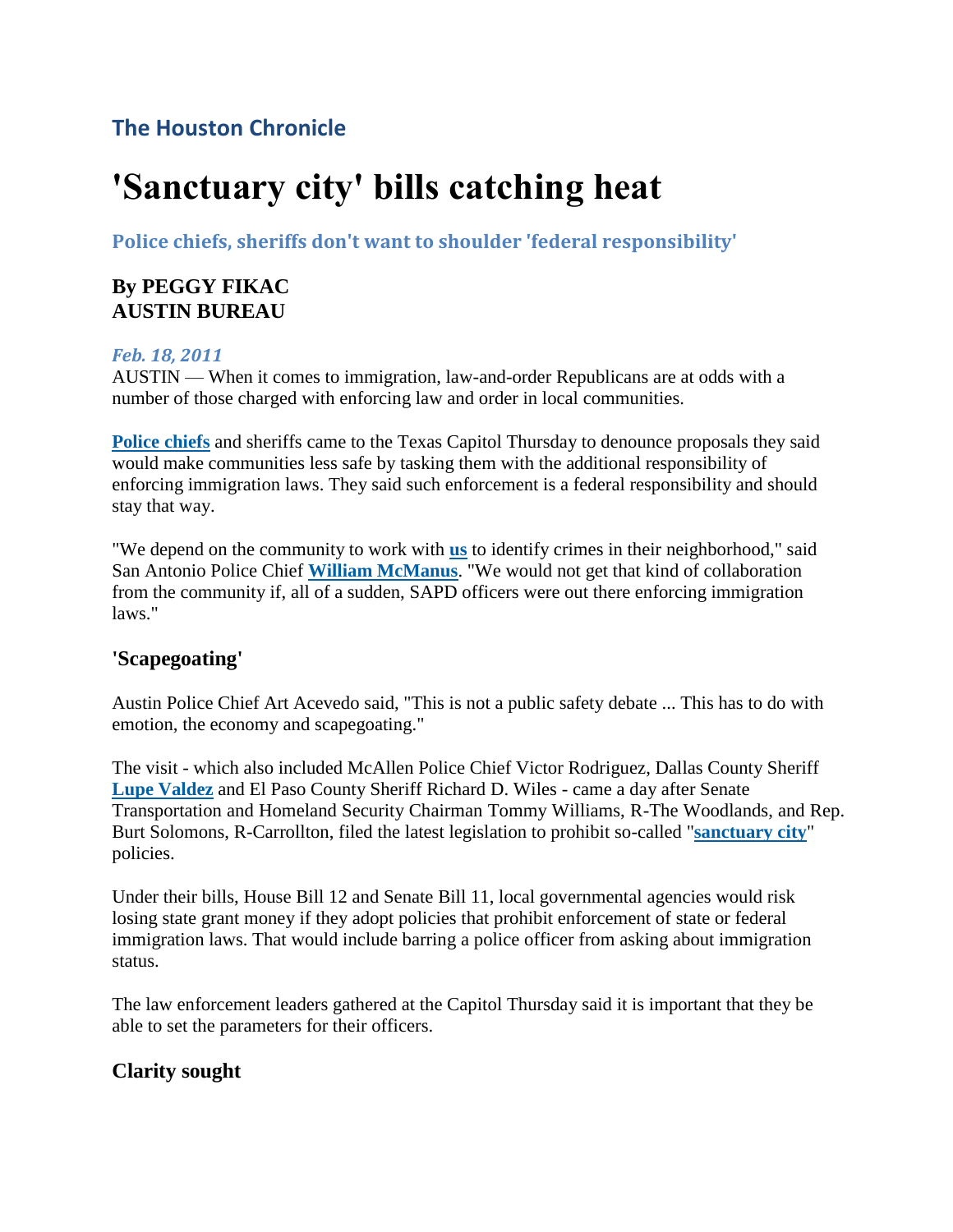## The Houston Chronicle

# 'Sanctuary city' bills catching heat

### Police chiefs, sheriffs don't want to shoulder 'federal responsibility'

### By PEGGY FIKAC
### AUSTIN BUREAU

*Feb. 18, 2011*

AUSTIN — When it comes to immigration, law-and-order Republicans are at odds with a number of those charged with enforcing law and order in local communities.

**Police chiefs** and sheriffs came to the Texas Capitol Thursday to denounce proposals they said would make communities less safe by tasking them with the additional responsibility of enforcing immigration laws. They said such enforcement is a federal responsibility and should stay that way.

"We depend on the community to work with **us** to identify crimes in their neighborhood," said San Antonio Police Chief **William McManus**. "We would not get that kind of collaboration from the community if, all of a sudden, SAPD officers were out there enforcing immigration laws."

### 'Scapegoating'

Austin Police Chief Art Acevedo said, "This is not a public safety debate ... This has to do with emotion, the economy and scapegoating."

The visit - which also included McAllen Police Chief Victor Rodriguez, Dallas County Sheriff **Lupe Valdez** and El Paso County Sheriff Richard D. Wiles - came a day after Senate Transportation and Homeland Security Chairman Tommy Williams, R-The Woodlands, and Rep. Burt Solomons, R-Carrollton, filed the latest legislation to prohibit so-called "**sanctuary city**" policies.

Under their bills, House Bill 12 and Senate Bill 11, local governmental agencies would risk losing state grant money if they adopt policies that prohibit enforcement of state or federal immigration laws. That would include barring a police officer from asking about immigration status.

The law enforcement leaders gathered at the Capitol Thursday said it is important that they be able to set the parameters for their officers.

### Clarity sought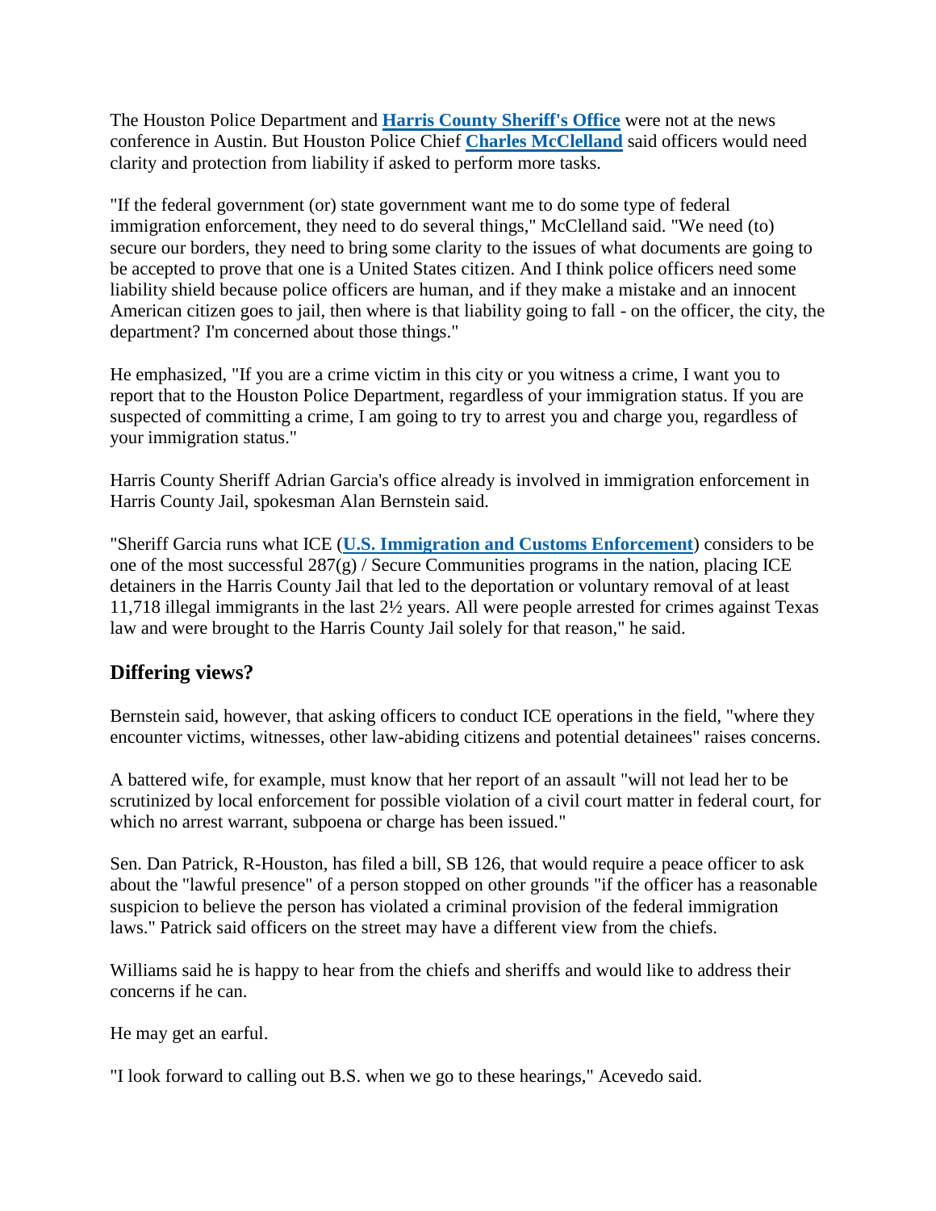The Houston Police Department and **Harris County Sheriff's Office** were not at the news conference in Austin. But Houston Police Chief **Charles McClelland** said officers would need clarity and protection from liability if asked to perform more tasks.

"If the federal government (or) state government want me to do some type of federal immigration enforcement, they need to do several things," McClelland said. "We need (to) secure our borders, they need to bring some clarity to the issues of what documents are going to be accepted to prove that one is a United States citizen. And I think police officers need some liability shield because police officers are human, and if they make a mistake and an innocent American citizen goes to jail, then where is that liability going to fall - on the officer, the city, the department? I'm concerned about those things."

He emphasized, "If you are a crime victim in this city or you witness a crime, I want you to report that to the Houston Police Department, regardless of your immigration status. If you are suspected of committing a crime, I am going to try to arrest you and charge you, regardless of your immigration status."

Harris County Sheriff Adrian Garcia's office already is involved in immigration enforcement in Harris County Jail, spokesman Alan Bernstein said.

"Sheriff Garcia runs what ICE (**U.S. Immigration and Customs Enforcement**) considers to be one of the most successful 287(g) / Secure Communities programs in the nation, placing ICE detainers in the Harris County Jail that led to the deportation or voluntary removal of at least 11,718 illegal immigrants in the last 2½ years. All were people arrested for crimes against Texas law and were brought to the Harris County Jail solely for that reason," he said.

## Differing views?

Bernstein said, however, that asking officers to conduct ICE operations in the field, "where they encounter victims, witnesses, other law-abiding citizens and potential detainees" raises concerns.

A battered wife, for example, must know that her report of an assault "will not lead her to be scrutinized by local enforcement for possible violation of a civil court matter in federal court, for which no arrest warrant, subpoena or charge has been issued."

Sen. Dan Patrick, R-Houston, has filed a bill, SB 126, that would require a peace officer to ask about the "lawful presence" of a person stopped on other grounds "if the officer has a reasonable suspicion to believe the person has violated a criminal provision of the federal immigration laws." Patrick said officers on the street may have a different view from the chiefs.

Williams said he is happy to hear from the chiefs and sheriffs and would like to address their concerns if he can.

He may get an earful.

"I look forward to calling out B.S. when we go to these hearings," Acevedo said.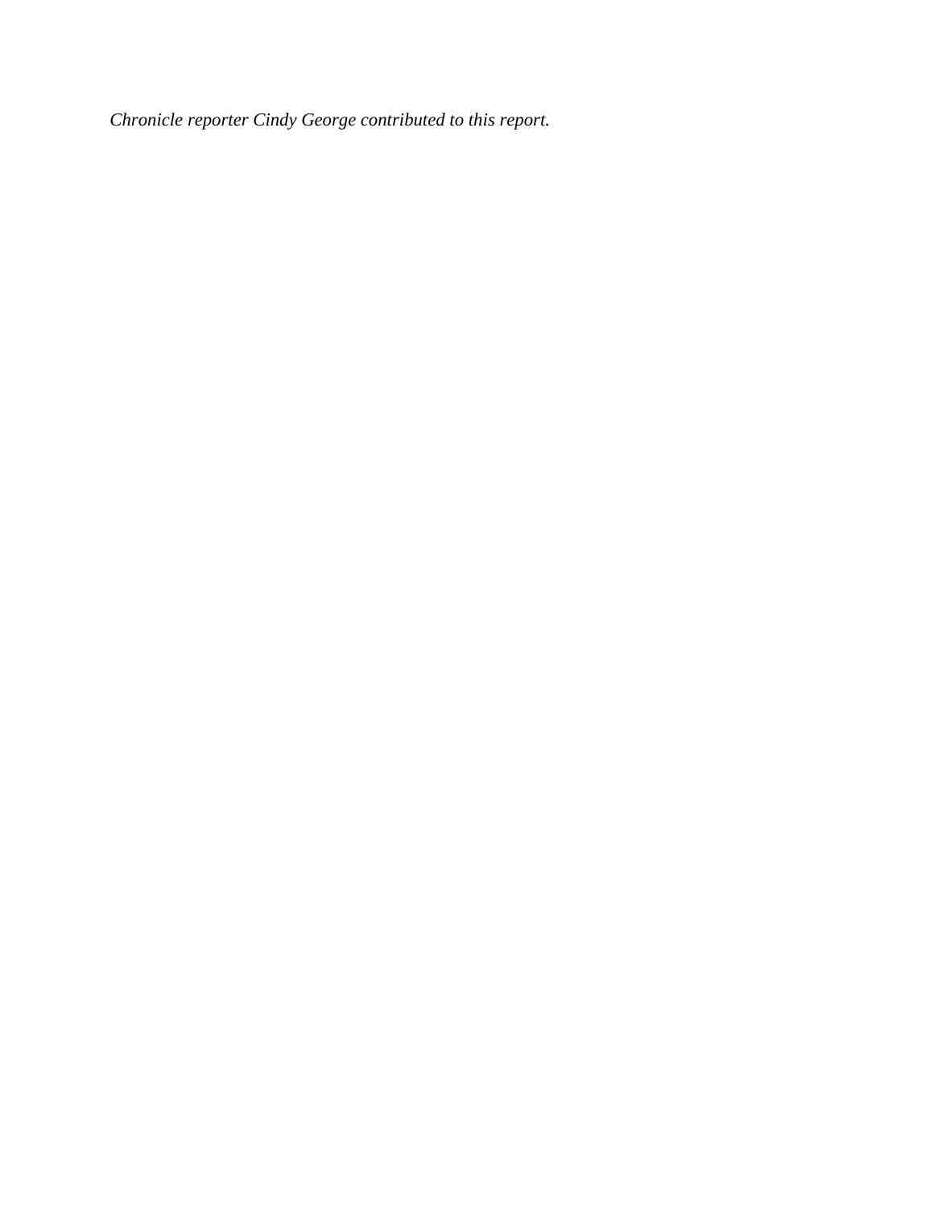*Chronicle reporter Cindy George contributed to this report.*